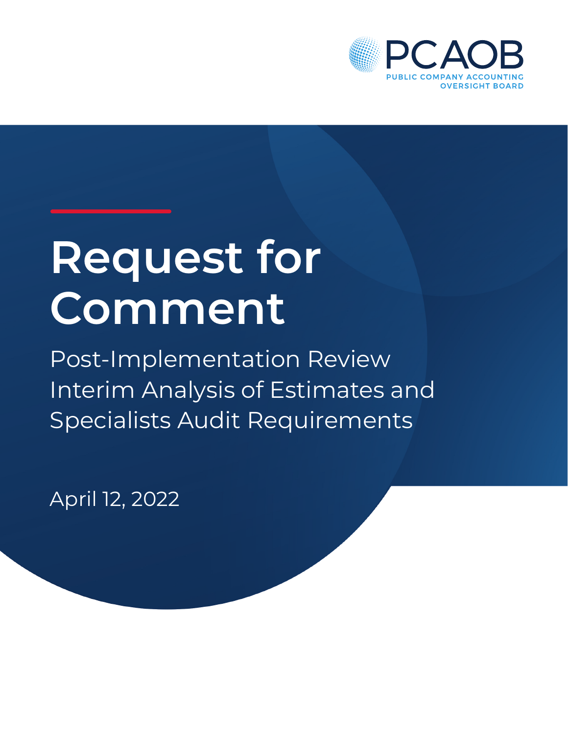PCAOB

PUBLIC COMPANY ACCOUNTING OVERSIGHT BOARD

# Request for Comment

Post-Implementation Review Interim Analysis of Estimates and Specialists Audit Requirements

April 12, 2022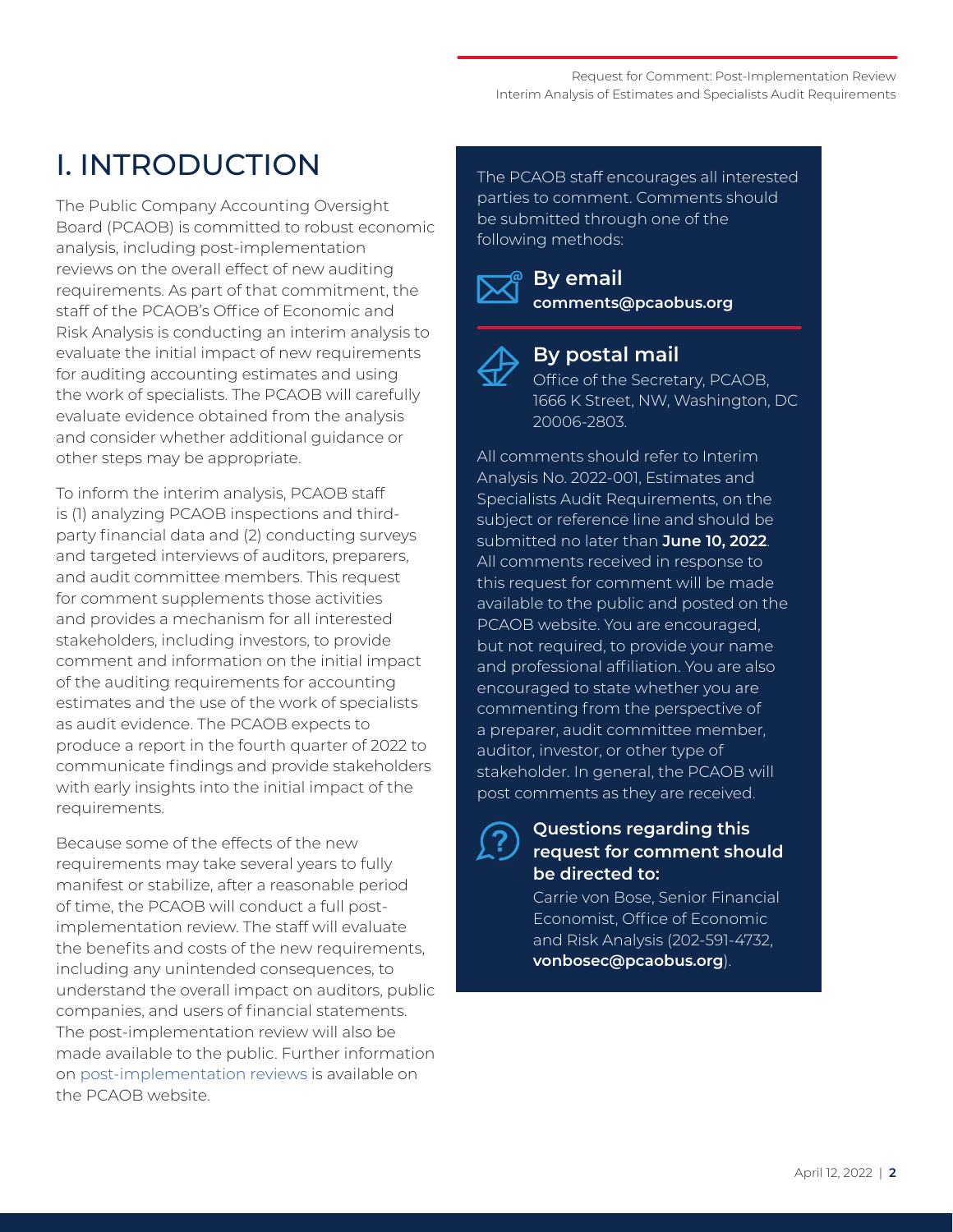# I. INTRODUCTION

The Public Company Accounting Oversight Board (PCAOB) is committed to robust economic analysis, including post-implementation reviews on the overall effect of new auditing requirements. As part of that commitment, the staff of the PCAOB's Office of Economic and Risk Analysis is conducting an interim analysis to evaluate the initial impact of new requirements for auditing accounting estimates and using the work of specialists. The PCAOB will carefully evaluate evidence obtained from the analysis and consider whether additional guidance or other steps may be appropriate.

To inform the interim analysis, PCAOB staff is (1) analyzing PCAOB inspections and third-party financial data and (2) conducting surveys and targeted interviews of auditors, preparers, and audit committee members. This request for comment supplements those activities and provides a mechanism for all interested stakeholders, including investors, to provide comment and information on the initial impact of the auditing requirements for accounting estimates and the use of the work of specialists as audit evidence. The PCAOB expects to produce a report in the fourth quarter of 2022 to communicate findings and provide stakeholders with early insights into the initial impact of the requirements.

Because some of the effects of the new requirements may take several years to fully manifest or stabilize, after a reasonable period of time, the PCAOB will conduct a full post-implementation review. The staff will evaluate the benefits and costs of the new requirements, including any unintended consequences, to understand the overall impact on auditors, public companies, and users of financial statements. The post-implementation review will also be made available to the public. Further information on post-implementation reviews is available on the PCAOB website.

The PCAOB staff encourages all interested parties to comment. Comments should be submitted through one of the following methods:

**By email**
**comments@pcaobus.org**

**By postal mail**
Office of the Secretary, PCAOB, 1666 K Street, NW, Washington, DC 20006-2803.

All comments should refer to Interim Analysis No. 2022-001, Estimates and Specialists Audit Requirements, on the subject or reference line and should be submitted no later than **June 10, 2022**. All comments received in response to this request for comment will be made available to the public and posted on the PCAOB website. You are encouraged, but not required, to provide your name and professional affiliation. You are also encouraged to state whether you are commenting from the perspective of a preparer, audit committee member, auditor, investor, or other type of stakeholder. In general, the PCAOB will post comments as they are received.

**Questions regarding this request for comment should be directed to:**

Carrie von Bose, Senior Financial Economist, Office of Economic and Risk Analysis (202-591-4732, **vonbosec@pcaobus.org**).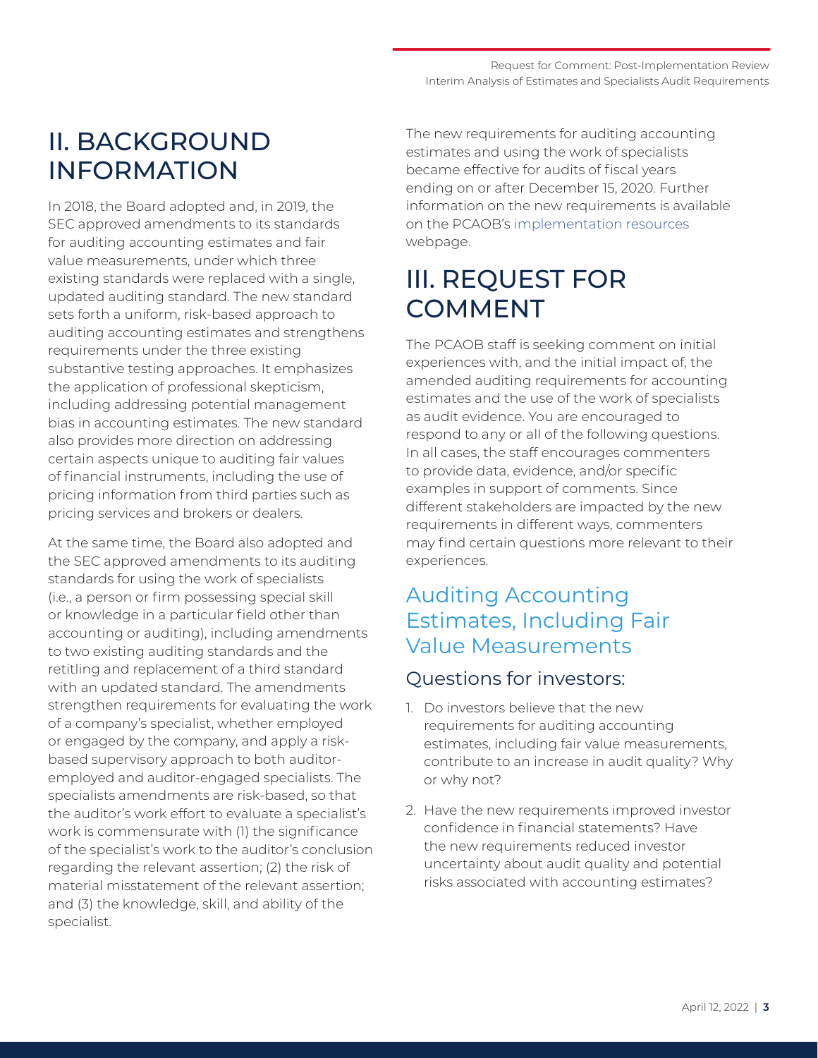## II. BACKGROUND INFORMATION

In 2018, the Board adopted and, in 2019, the SEC approved amendments to its standards for auditing accounting estimates and fair value measurements, under which three existing standards were replaced with a single, updated auditing standard. The new standard sets forth a uniform, risk-based approach to auditing accounting estimates and strengthens requirements under the three existing substantive testing approaches. It emphasizes the application of professional skepticism, including addressing potential management bias in accounting estimates. The new standard also provides more direction on addressing certain aspects unique to auditing fair values of financial instruments, including the use of pricing information from third parties such as pricing services and brokers or dealers.

At the same time, the Board also adopted and the SEC approved amendments to its auditing standards for using the work of specialists (i.e., a person or firm possessing special skill or knowledge in a particular field other than accounting or auditing), including amendments to two existing auditing standards and the retitling and replacement of a third standard with an updated standard. The amendments strengthen requirements for evaluating the work of a company's specialist, whether employed or engaged by the company, and apply a risk-based supervisory approach to both auditor-employed and auditor-engaged specialists. The specialists amendments are risk-based, so that the auditor's work effort to evaluate a specialist's work is commensurate with (1) the significance of the specialist's work to the auditor's conclusion regarding the relevant assertion; (2) the risk of material misstatement of the relevant assertion; and (3) the knowledge, skill, and ability of the specialist.

The new requirements for auditing accounting estimates and using the work of specialists became effective for audits of fiscal years ending on or after December 15, 2020. Further information on the new requirements is available on the PCAOB's implementation resources webpage.

## III. REQUEST FOR COMMENT

The PCAOB staff is seeking comment on initial experiences with, and the initial impact of, the amended auditing requirements for accounting estimates and the use of the work of specialists as audit evidence. You are encouraged to respond to any or all of the following questions. In all cases, the staff encourages commenters to provide data, evidence, and/or specific examples in support of comments. Since different stakeholders are impacted by the new requirements in different ways, commenters may find certain questions more relevant to their experiences.

### Auditing Accounting Estimates, Including Fair Value Measurements

#### Questions for investors:

1. Do investors believe that the new requirements for auditing accounting estimates, including fair value measurements, contribute to an increase in audit quality? Why or why not?
2. Have the new requirements improved investor confidence in financial statements? Have the new requirements reduced investor uncertainty about audit quality and potential risks associated with accounting estimates?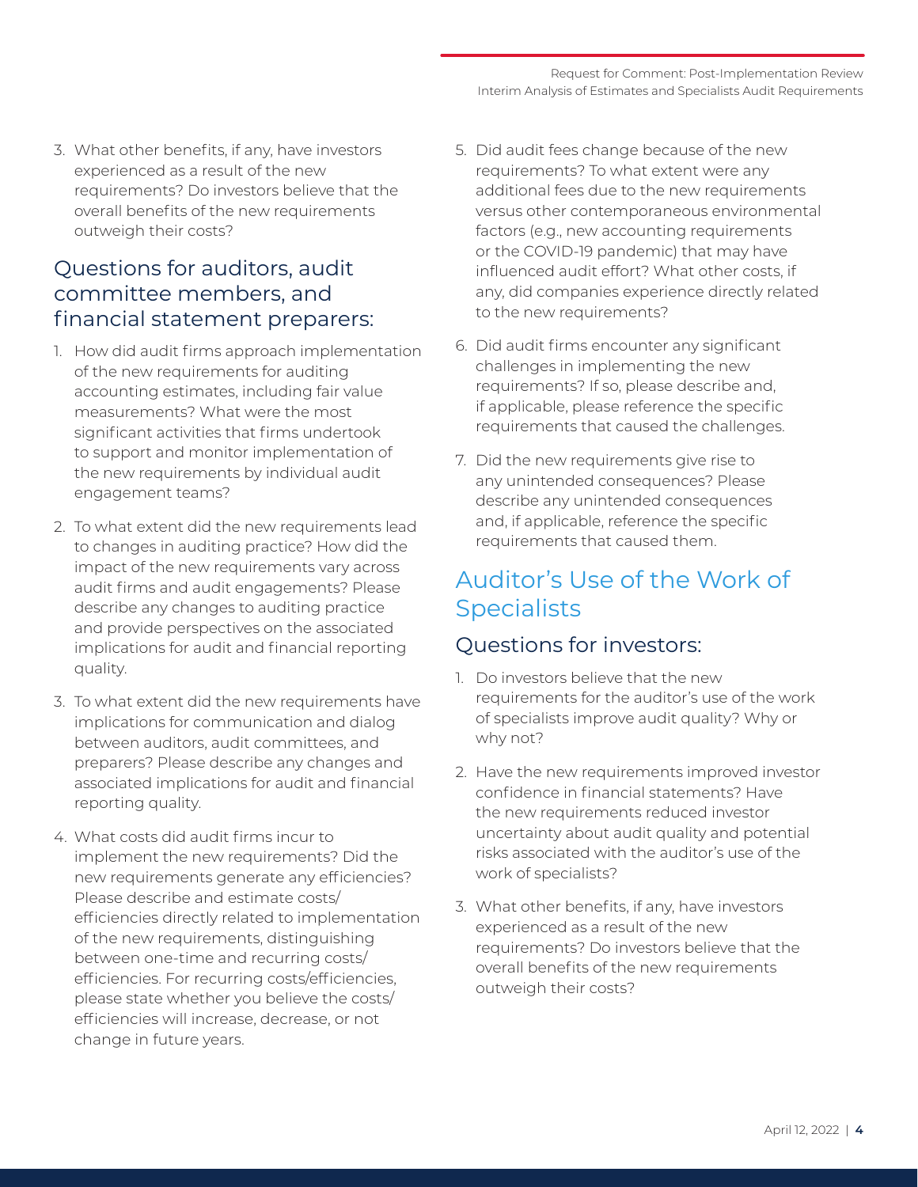3. What other benefits, if any, have investors experienced as a result of the new requirements? Do investors believe that the overall benefits of the new requirements outweigh their costs?

### Questions for auditors, audit committee members, and financial statement preparers:

1. How did audit firms approach implementation of the new requirements for auditing accounting estimates, including fair value measurements? What were the most significant activities that firms undertook to support and monitor implementation of the new requirements by individual audit engagement teams?

2. To what extent did the new requirements lead to changes in auditing practice? How did the impact of the new requirements vary across audit firms and audit engagements? Please describe any changes to auditing practice and provide perspectives on the associated implications for audit and financial reporting quality.

3. To what extent did the new requirements have implications for communication and dialog between auditors, audit committees, and preparers? Please describe any changes and associated implications for audit and financial reporting quality.

4. What costs did audit firms incur to implement the new requirements? Did the new requirements generate any efficiencies? Please describe and estimate costs/efficiencies directly related to implementation of the new requirements, distinguishing between one-time and recurring costs/efficiencies. For recurring costs/efficiencies, please state whether you believe the costs/efficiencies will increase, decrease, or not change in future years.

5. Did audit fees change because of the new requirements? To what extent were any additional fees due to the new requirements versus other contemporaneous environmental factors (e.g., new accounting requirements or the COVID-19 pandemic) that may have influenced audit effort? What other costs, if any, did companies experience directly related to the new requirements?

6. Did audit firms encounter any significant challenges in implementing the new requirements? If so, please describe and, if applicable, please reference the specific requirements that caused the challenges.

7. Did the new requirements give rise to any unintended consequences? Please describe any unintended consequences and, if applicable, reference the specific requirements that caused them.

## Auditor's Use of the Work of Specialists

### Questions for investors:

1. Do investors believe that the new requirements for the auditor's use of the work of specialists improve audit quality? Why or why not?

2. Have the new requirements improved investor confidence in financial statements? Have the new requirements reduced investor uncertainty about audit quality and potential risks associated with the auditor's use of the work of specialists?

3. What other benefits, if any, have investors experienced as a result of the new requirements? Do investors believe that the overall benefits of the new requirements outweigh their costs?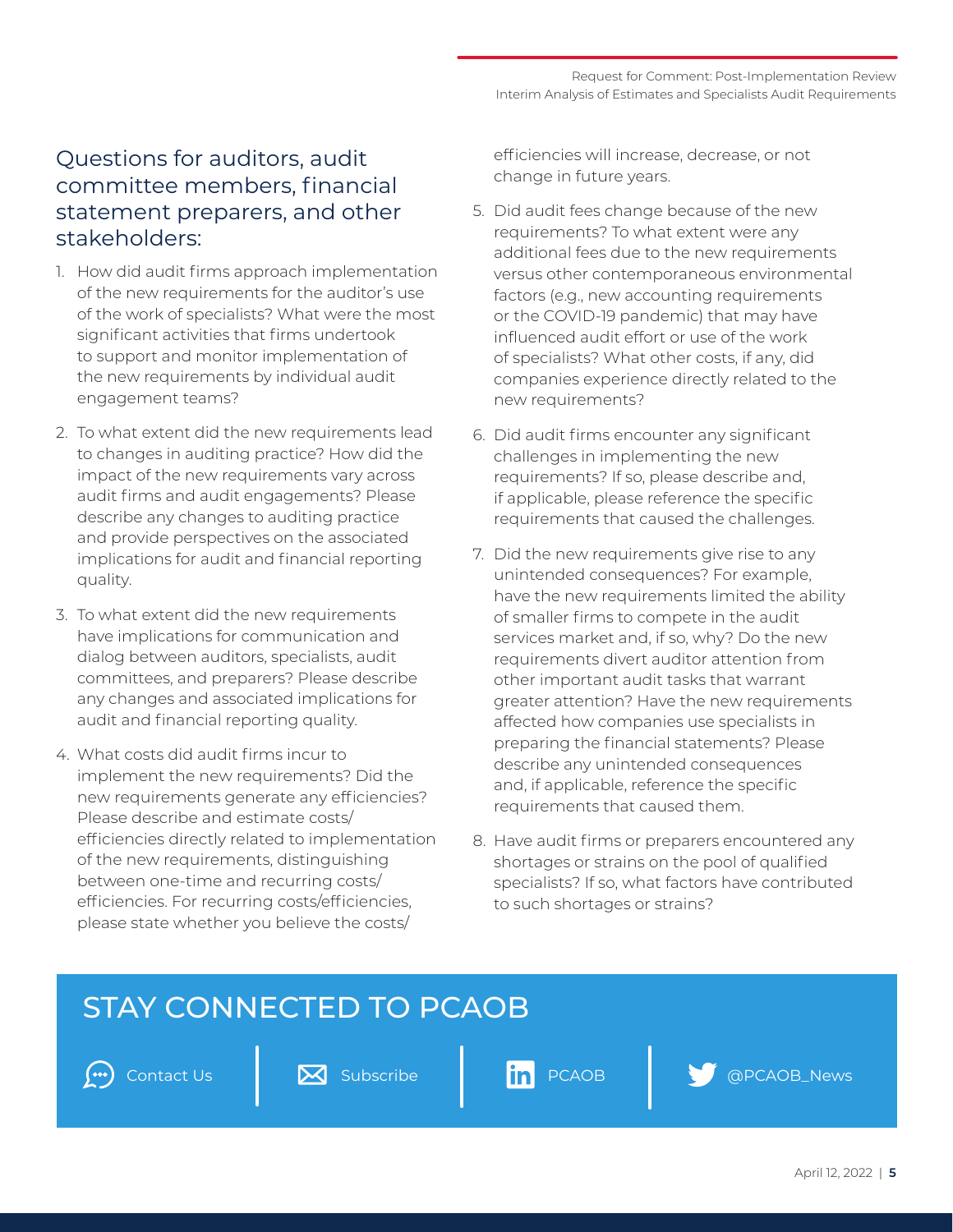## Questions for auditors, audit committee members, financial statement preparers, and other stakeholders:

1. How did audit firms approach implementation of the new requirements for the auditor's use of the work of specialists? What were the most significant activities that firms undertook to support and monitor implementation of the new requirements by individual audit engagement teams?

2. To what extent did the new requirements lead to changes in auditing practice? How did the impact of the new requirements vary across audit firms and audit engagements? Please describe any changes to auditing practice and provide perspectives on the associated implications for audit and financial reporting quality.

3. To what extent did the new requirements have implications for communication and dialog between auditors, specialists, audit committees, and preparers? Please describe any changes and associated implications for audit and financial reporting quality.

4. What costs did audit firms incur to implement the new requirements? Did the new requirements generate any efficiencies? Please describe and estimate costs/efficiencies directly related to implementation of the new requirements, distinguishing between one-time and recurring costs/efficiencies. For recurring costs/efficiencies, please state whether you believe the costs/efficiencies will increase, decrease, or not change in future years.

5. Did audit fees change because of the new requirements? To what extent were any additional fees due to the new requirements versus other contemporaneous environmental factors (e.g., new accounting requirements or the COVID-19 pandemic) that may have influenced audit effort or use of the work of specialists? What other costs, if any, did companies experience directly related to the new requirements?

6. Did audit firms encounter any significant challenges in implementing the new requirements? If so, please describe and, if applicable, please reference the specific requirements that caused the challenges.

7. Did the new requirements give rise to any unintended consequences? For example, have the new requirements limited the ability of smaller firms to compete in the audit services market and, if so, why? Do the new requirements divert auditor attention from other important audit tasks that warrant greater attention? Have the new requirements affected how companies use specialists in preparing the financial statements? Please describe any unintended consequences and, if applicable, reference the specific requirements that caused them.

8. Have audit firms or preparers encountered any shortages or strains on the pool of qualified specialists? If so, what factors have contributed to such shortages or strains?

STAY CONNECTED TO PCAOB

Contact Us | Subscribe | PCAOB | @PCAOB_News